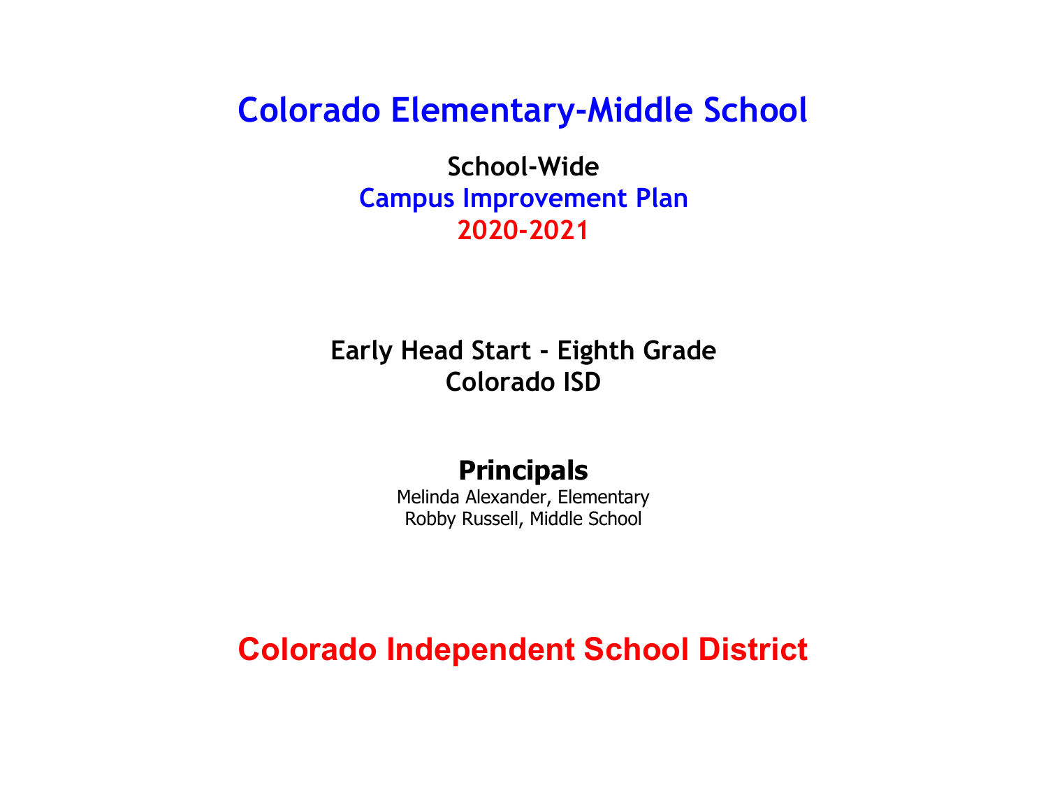# Colorado Elementary-Middle School

## School-Wide

## Campus Improvement Plan

## 2020-2021

**Early Head Start - Eighth Grade**

**Colorado ISD**

## Principals

Melinda Alexander, Elementary

Robby Russell, Middle School

# Colorado Independent School District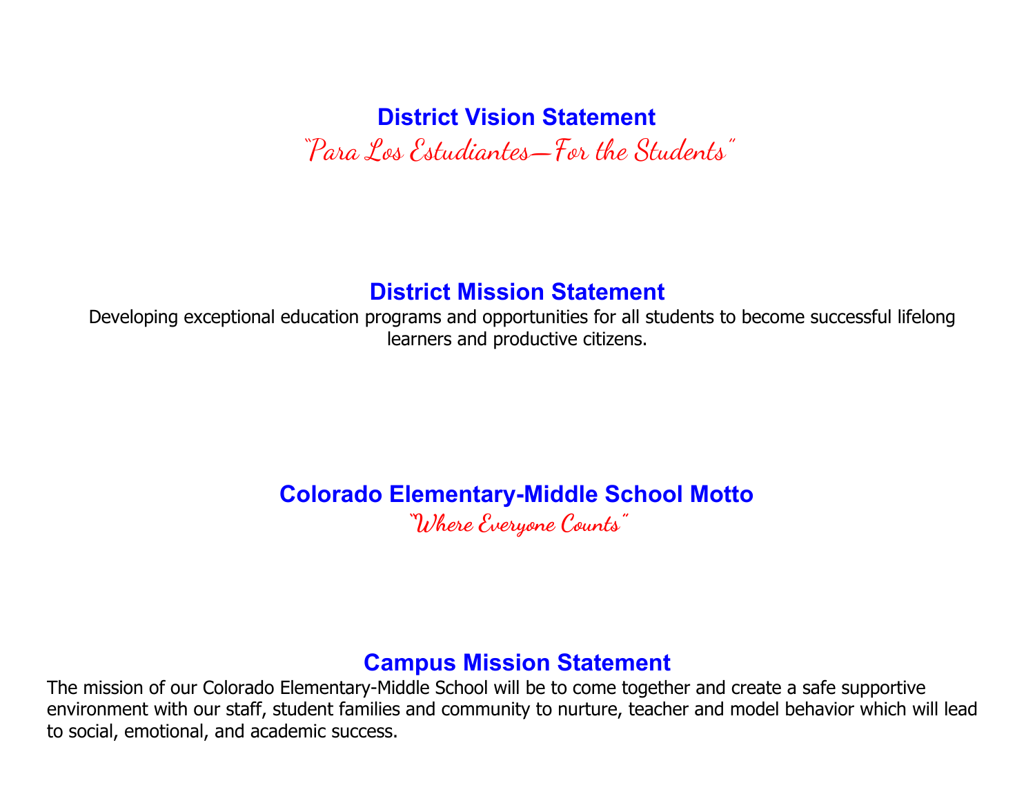## District Vision Statement

*"Para Los Estudiantes—For the Students"*

## District Mission Statement

Developing exceptional education programs and opportunities for all students to become successful lifelong learners and productive citizens.

## Colorado Elementary-Middle School Motto

*"Where Everyone Counts"*

## Campus Mission Statement

The mission of our Colorado Elementary-Middle School will be to come together and create a safe supportive environment with our staff, student families and community to nurture, teacher and model behavior which will lead to social, emotional, and academic success.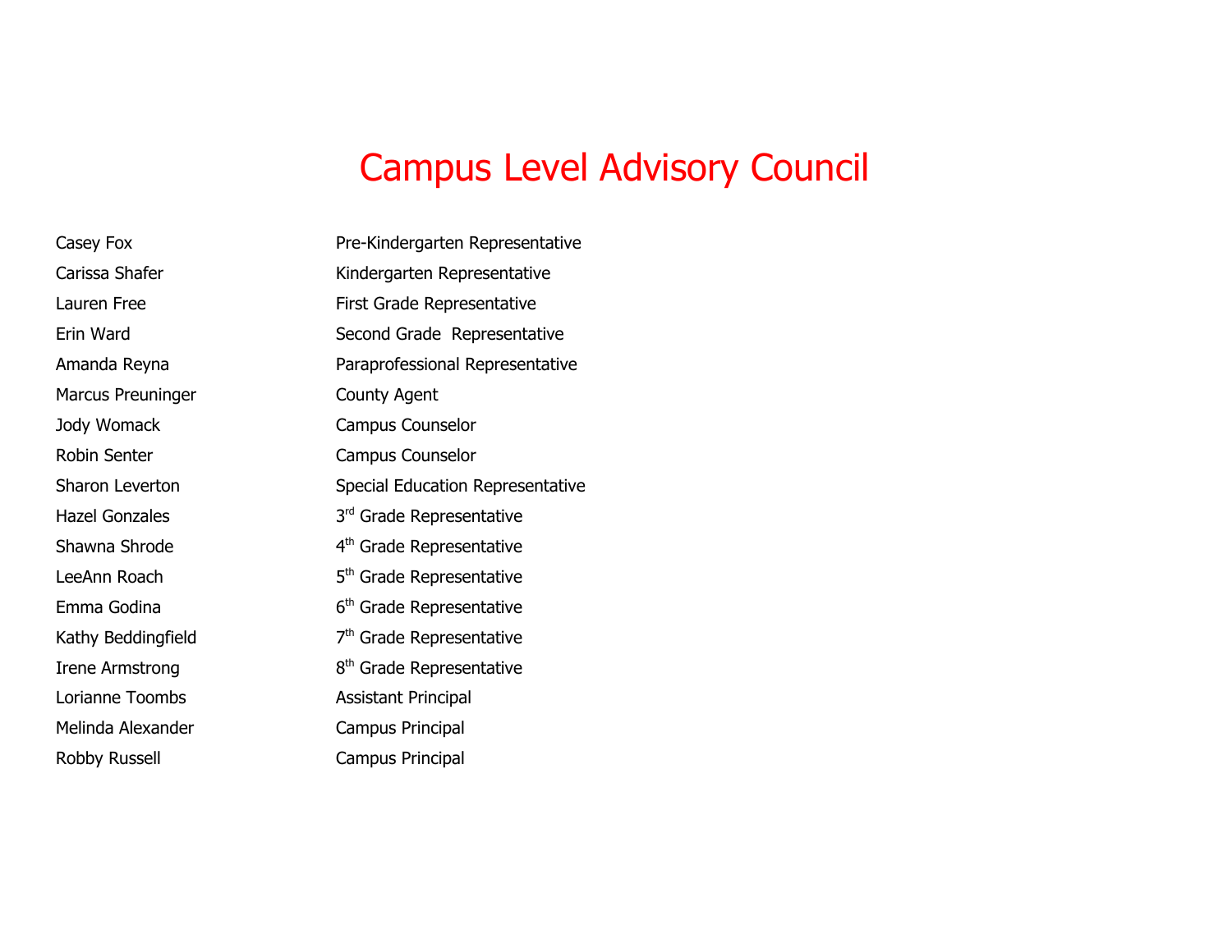# Campus Level Advisory Council

| | |
|---|---|
| Casey Fox | Pre-Kindergarten Representative |
| Carissa Shafer | Kindergarten Representative |
| Lauren Free | First Grade Representative |
| Erin Ward | Second Grade Representative |
| Amanda Reyna | Paraprofessional Representative |
| Marcus Preuninger | County Agent |
| Jody Womack | Campus Counselor |
| Robin Senter | Campus Counselor |
| Sharon Leverton | Special Education Representative |
| Hazel Gonzales | 3rd Grade Representative |
| Shawna Shrode | 4th Grade Representative |
| LeeAnn Roach | 5th Grade Representative |
| Emma Godina | 6th Grade Representative |
| Kathy Beddingfield | 7th Grade Representative |
| Irene Armstrong | 8th Grade Representative |
| Lorianne Toombs | Assistant Principal |
| Melinda Alexander | Campus Principal |
| Robby Russell | Campus Principal |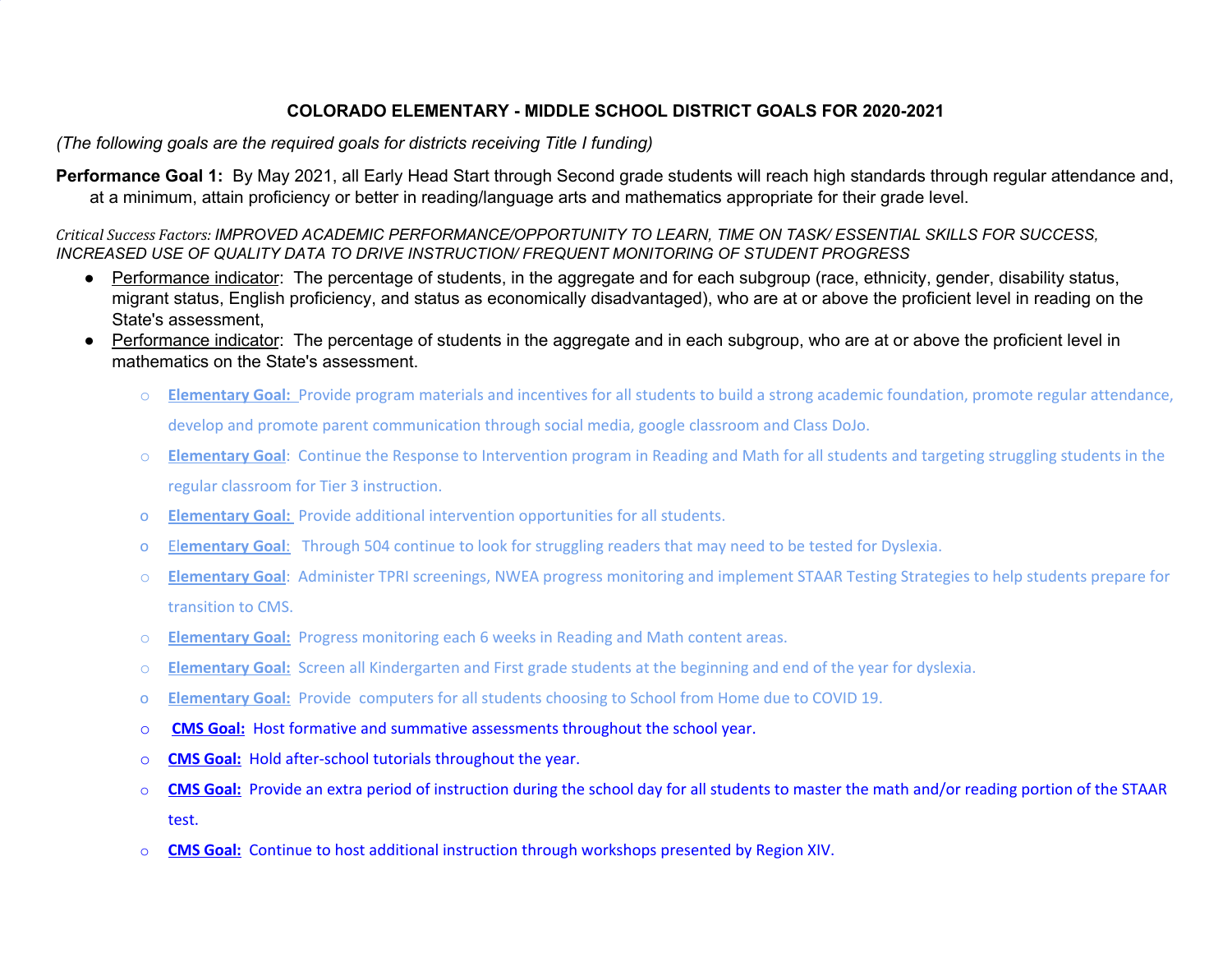## COLORADO ELEMENTARY - MIDDLE SCHOOL DISTRICT GOALS FOR 2020-2021

*(The following goals are the required goals for districts receiving Title I funding)*

**Performance Goal 1:** By May 2021, all Early Head Start through Second grade students will reach high standards through regular attendance and, at a minimum, attain proficiency or better in reading/language arts and mathematics appropriate for their grade level.

*Critical Success Factors: IMPROVED ACADEMIC PERFORMANCE/OPPORTUNITY TO LEARN, TIME ON TASK/ ESSENTIAL SKILLS FOR SUCCESS, INCREASED USE OF QUALITY DATA TO DRIVE INSTRUCTION/ FREQUENT MONITORING OF STUDENT PROGRESS*

- Performance indicator: The percentage of students, in the aggregate and for each subgroup (race, ethnicity, gender, disability status, migrant status, English proficiency, and status as economically disadvantaged), who are at or above the proficient level in reading on the State's assessment,
- Performance indicator: The percentage of students in the aggregate and in each subgroup, who are at or above the proficient level in mathematics on the State's assessment.
  - **Elementary Goal:** Provide program materials and incentives for all students to build a strong academic foundation, promote regular attendance, develop and promote parent communication through social media, google classroom and Class DoJo.
  - **Elementary Goal**: Continue the Response to Intervention program in Reading and Math for all students and targeting struggling students in the regular classroom for Tier 3 instruction.
  - **Elementary Goal:** Provide additional intervention opportunities for all students.
  - **Elementary Goal**: Through 504 continue to look for struggling readers that may need to be tested for Dyslexia.
  - **Elementary Goal**: Administer TPRI screenings, NWEA progress monitoring and implement STAAR Testing Strategies to help students prepare for transition to CMS.
  - **Elementary Goal:** Progress monitoring each 6 weeks in Reading and Math content areas.
  - **Elementary Goal:** Screen all Kindergarten and First grade students at the beginning and end of the year for dyslexia.
  - **Elementary Goal:** Provide computers for all students choosing to School from Home due to COVID 19.
  - **CMS Goal:** Host formative and summative assessments throughout the school year.
  - **CMS Goal:** Hold after-school tutorials throughout the year.
  - **CMS Goal:** Provide an extra period of instruction during the school day for all students to master the math and/or reading portion of the STAAR test.
  - **CMS Goal:** Continue to host additional instruction through workshops presented by Region XIV.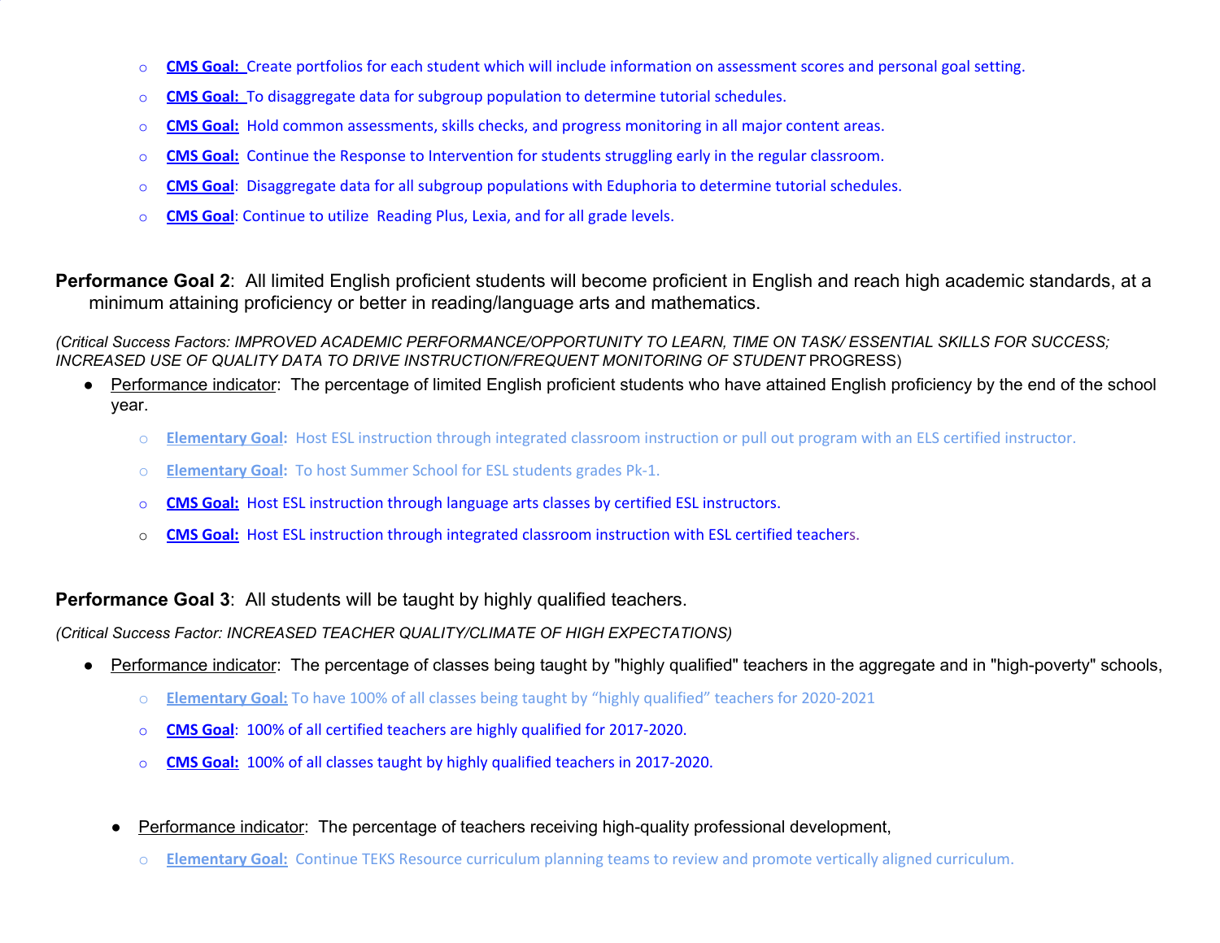- **CMS Goal:** Create portfolios for each student which will include information on assessment scores and personal goal setting.
- **CMS Goal:** To disaggregate data for subgroup population to determine tutorial schedules.
- **CMS Goal:** Hold common assessments, skills checks, and progress monitoring in all major content areas.
- **CMS Goal:** Continue the Response to Intervention for students struggling early in the regular classroom.
- **CMS Goal**: Disaggregate data for all subgroup populations with Eduphoria to determine tutorial schedules.
- **CMS Goal**: Continue to utilize Reading Plus, Lexia, and for all grade levels.

**Performance Goal 2**: All limited English proficient students will become proficient in English and reach high academic standards, at a minimum attaining proficiency or better in reading/language arts and mathematics.

*(Critical Success Factors: IMPROVED ACADEMIC PERFORMANCE/OPPORTUNITY TO LEARN, TIME ON TASK/ ESSENTIAL SKILLS FOR SUCCESS; INCREASED USE OF QUALITY DATA TO DRIVE INSTRUCTION/FREQUENT MONITORING OF STUDENT* PROGRESS)

- Performance indicator: The percentage of limited English proficient students who have attained English proficiency by the end of the school year.
  - **Elementary Goal:** Host ESL instruction through integrated classroom instruction or pull out program with an ELS certified instructor.
  - **Elementary Goal:** To host Summer School for ESL students grades Pk-1.
  - **CMS Goal:** Host ESL instruction through language arts classes by certified ESL instructors.
  - **CMS Goal:** Host ESL instruction through integrated classroom instruction with ESL certified teachers.

**Performance Goal 3**: All students will be taught by highly qualified teachers.

*(Critical Success Factor: INCREASED TEACHER QUALITY/CLIMATE OF HIGH EXPECTATIONS)*

- Performance indicator: The percentage of classes being taught by "highly qualified" teachers in the aggregate and in "high-poverty" schools,
  - **Elementary Goal:** To have 100% of all classes being taught by "highly qualified" teachers for 2020-2021
  - **CMS Goal**: 100% of all certified teachers are highly qualified for 2017-2020.
  - **CMS Goal:** 100% of all classes taught by highly qualified teachers in 2017-2020.

- Performance indicator: The percentage of teachers receiving high-quality professional development,
  - **Elementary Goal:** Continue TEKS Resource curriculum planning teams to review and promote vertically aligned curriculum.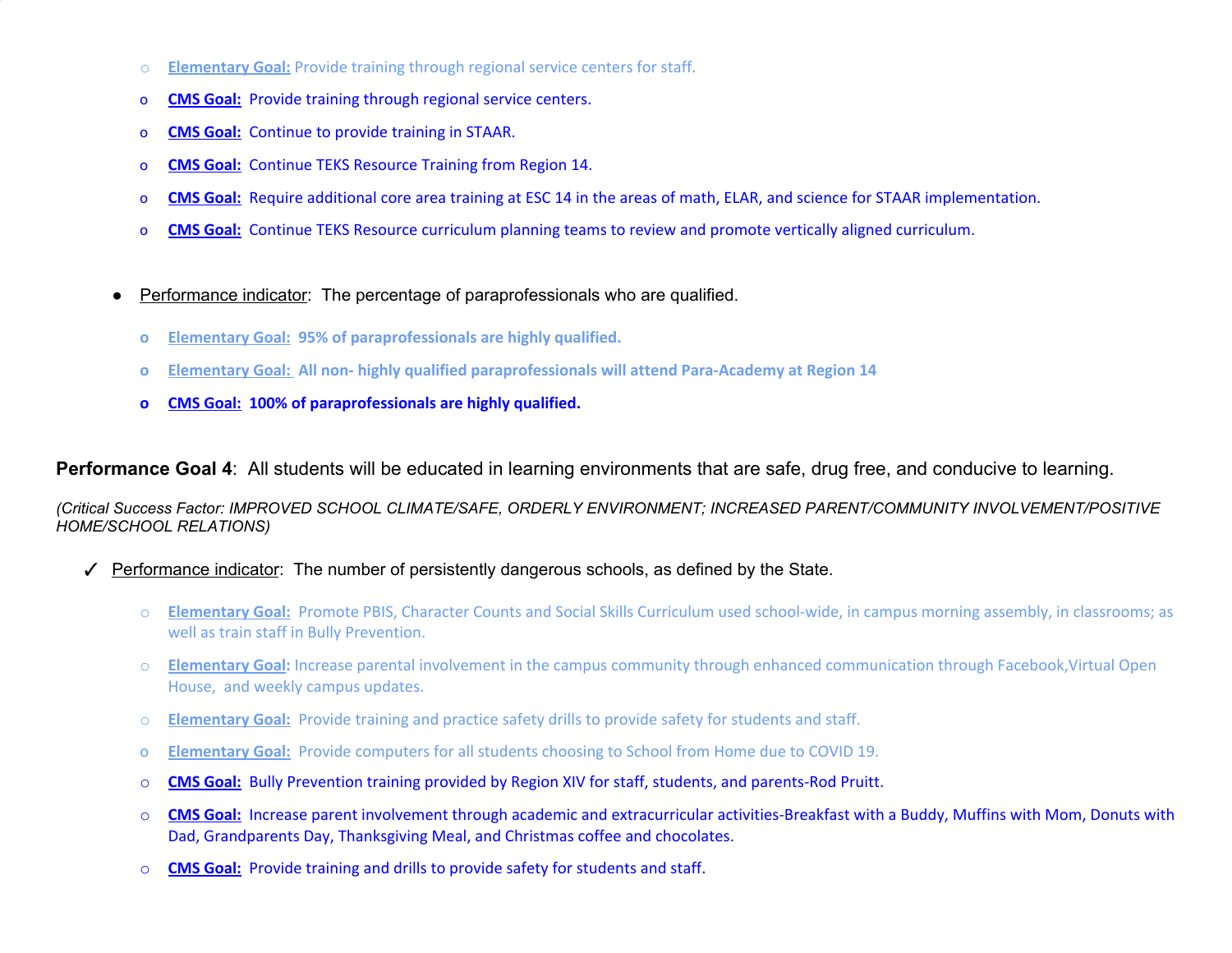- **Elementary Goal:** Provide training through regional service centers for staff.
- **CMS Goal:** Provide training through regional service centers.
- **CMS Goal:** Continue to provide training in STAAR.
- **CMS Goal:** Continue TEKS Resource Training from Region 14.
- **CMS Goal:** Require additional core area training at ESC 14 in the areas of math, ELAR, and science for STAAR implementation.
- **CMS Goal:** Continue TEKS Resource curriculum planning teams to review and promote vertically aligned curriculum.

- Performance indicator: The percentage of paraprofessionals who are qualified.
  - **Elementary Goal: 95% of paraprofessionals are highly qualified.**
  - **Elementary Goal: All non- highly qualified paraprofessionals will attend Para-Academy at Region 14**
  - **CMS Goal: 100% of paraprofessionals are highly qualified.**

**Performance Goal 4**: All students will be educated in learning environments that are safe, drug free, and conducive to learning.

*(Critical Success Factor: IMPROVED SCHOOL CLIMATE/SAFE, ORDERLY ENVIRONMENT; INCREASED PARENT/COMMUNITY INVOLVEMENT/POSITIVE HOME/SCHOOL RELATIONS)*

✓ Performance indicator: The number of persistently dangerous schools, as defined by the State.

- **Elementary Goal:** Promote PBIS, Character Counts and Social Skills Curriculum used school-wide, in campus morning assembly, in classrooms; as well as train staff in Bully Prevention.
- **Elementary Goal:** Increase parental involvement in the campus community through enhanced communication through Facebook,Virtual Open House, and weekly campus updates.
- **Elementary Goal:** Provide training and practice safety drills to provide safety for students and staff.
- **Elementary Goal:** Provide computers for all students choosing to School from Home due to COVID 19.
- **CMS Goal:** Bully Prevention training provided by Region XIV for staff, students, and parents-Rod Pruitt.
- **CMS Goal:** Increase parent involvement through academic and extracurricular activities-Breakfast with a Buddy, Muffins with Mom, Donuts with Dad, Grandparents Day, Thanksgiving Meal, and Christmas coffee and chocolates.
- **CMS Goal:** Provide training and drills to provide safety for students and staff.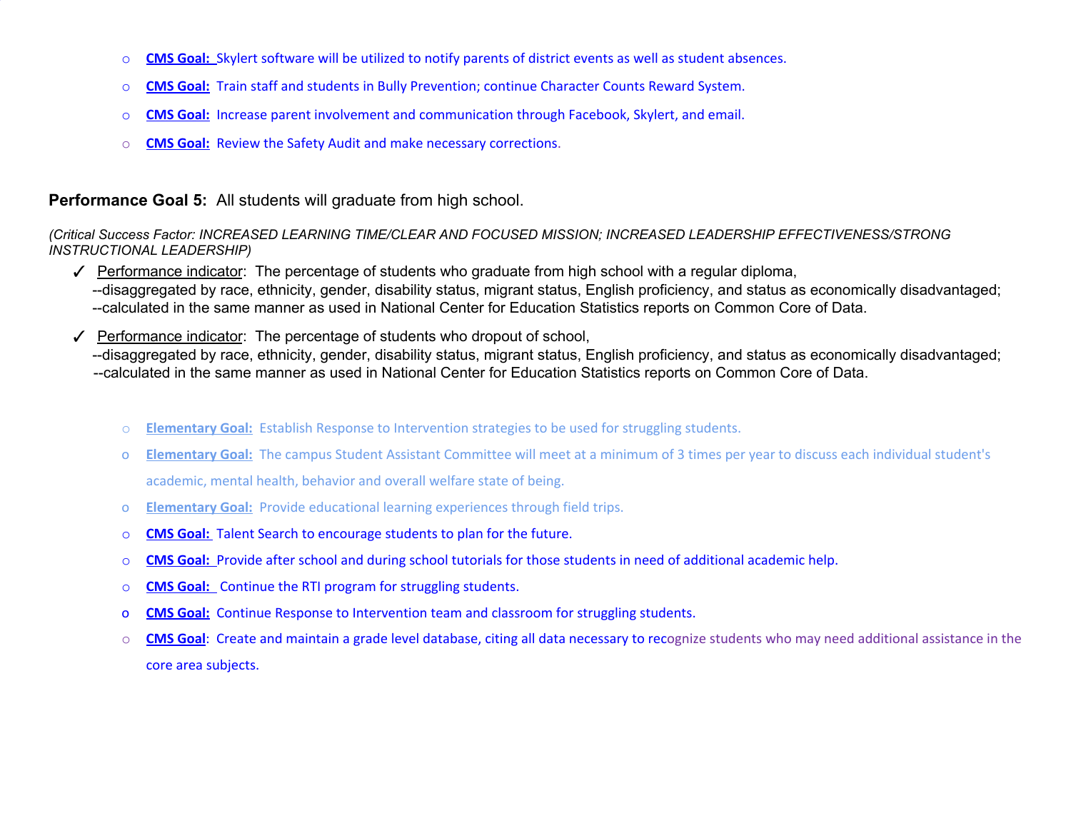- **CMS Goal:** Skylert software will be utilized to notify parents of district events as well as student absences.
- **CMS Goal:** Train staff and students in Bully Prevention; continue Character Counts Reward System.
- **CMS Goal:** Increase parent involvement and communication through Facebook, Skylert, and email.
- **CMS Goal:** Review the Safety Audit and make necessary corrections.

**Performance Goal 5:** All students will graduate from high school.

*(Critical Success Factor: INCREASED LEARNING TIME/CLEAR AND FOCUSED MISSION; INCREASED LEADERSHIP EFFECTIVENESS/STRONG INSTRUCTIONAL LEADERSHIP)*

- ✓ Performance indicator: The percentage of students who graduate from high school with a regular diploma,
  --disaggregated by race, ethnicity, gender, disability status, migrant status, English proficiency, and status as economically disadvantaged;
  --calculated in the same manner as used in National Center for Education Statistics reports on Common Core of Data.
- ✓ Performance indicator: The percentage of students who dropout of school,
  --disaggregated by race, ethnicity, gender, disability status, migrant status, English proficiency, and status as economically disadvantaged;
  --calculated in the same manner as used in National Center for Education Statistics reports on Common Core of Data.

- **Elementary Goal:** Establish Response to Intervention strategies to be used for struggling students.
- **Elementary Goal:** The campus Student Assistant Committee will meet at a minimum of 3 times per year to discuss each individual student's academic, mental health, behavior and overall welfare state of being.
- **Elementary Goal:** Provide educational learning experiences through field trips.
- **CMS Goal:** Talent Search to encourage students to plan for the future.
- **CMS Goal:** Provide after school and during school tutorials for those students in need of additional academic help.
- **CMS Goal:** Continue the RTI program for struggling students.
- **CMS Goal:** Continue Response to Intervention team and classroom for struggling students.
- **CMS Goal**: Create and maintain a grade level database, citing all data necessary to recognize students who may need additional assistance in the core area subjects.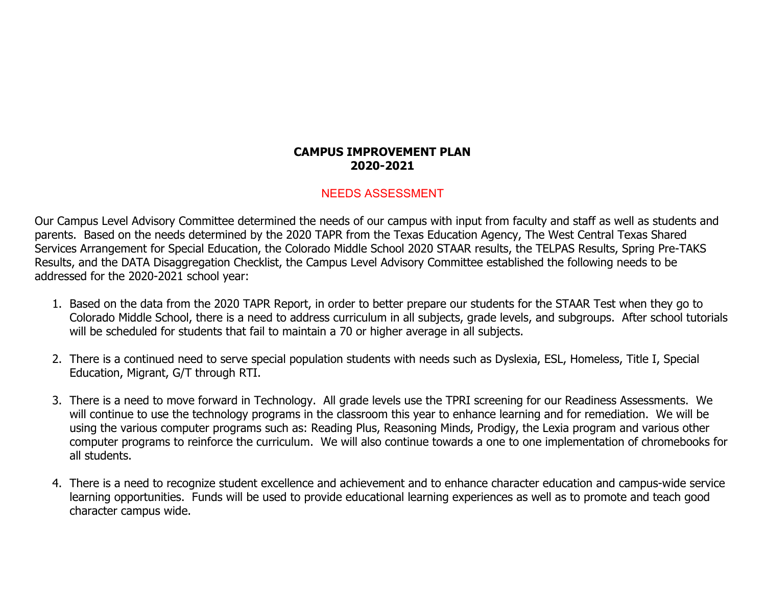# CAMPUS IMPROVEMENT PLAN
# 2020-2021

## NEEDS ASSESSMENT

Our Campus Level Advisory Committee determined the needs of our campus with input from faculty and staff as well as students and parents. Based on the needs determined by the 2020 TAPR from the Texas Education Agency, The West Central Texas Shared Services Arrangement for Special Education, the Colorado Middle School 2020 STAAR results, the TELPAS Results, Spring Pre-TAKS Results, and the DATA Disaggregation Checklist, the Campus Level Advisory Committee established the following needs to be addressed for the 2020-2021 school year:

1. Based on the data from the 2020 TAPR Report, in order to better prepare our students for the STAAR Test when they go to Colorado Middle School, there is a need to address curriculum in all subjects, grade levels, and subgroups. After school tutorials will be scheduled for students that fail to maintain a 70 or higher average in all subjects.

2. There is a continued need to serve special population students with needs such as Dyslexia, ESL, Homeless, Title I, Special Education, Migrant, G/T through RTI.

3. There is a need to move forward in Technology. All grade levels use the TPRI screening for our Readiness Assessments. We will continue to use the technology programs in the classroom this year to enhance learning and for remediation. We will be using the various computer programs such as: Reading Plus, Reasoning Minds, Prodigy, the Lexia program and various other computer programs to reinforce the curriculum. We will also continue towards a one to one implementation of chromebooks for all students.

4. There is a need to recognize student excellence and achievement and to enhance character education and campus-wide service learning opportunities. Funds will be used to provide educational learning experiences as well as to promote and teach good character campus wide.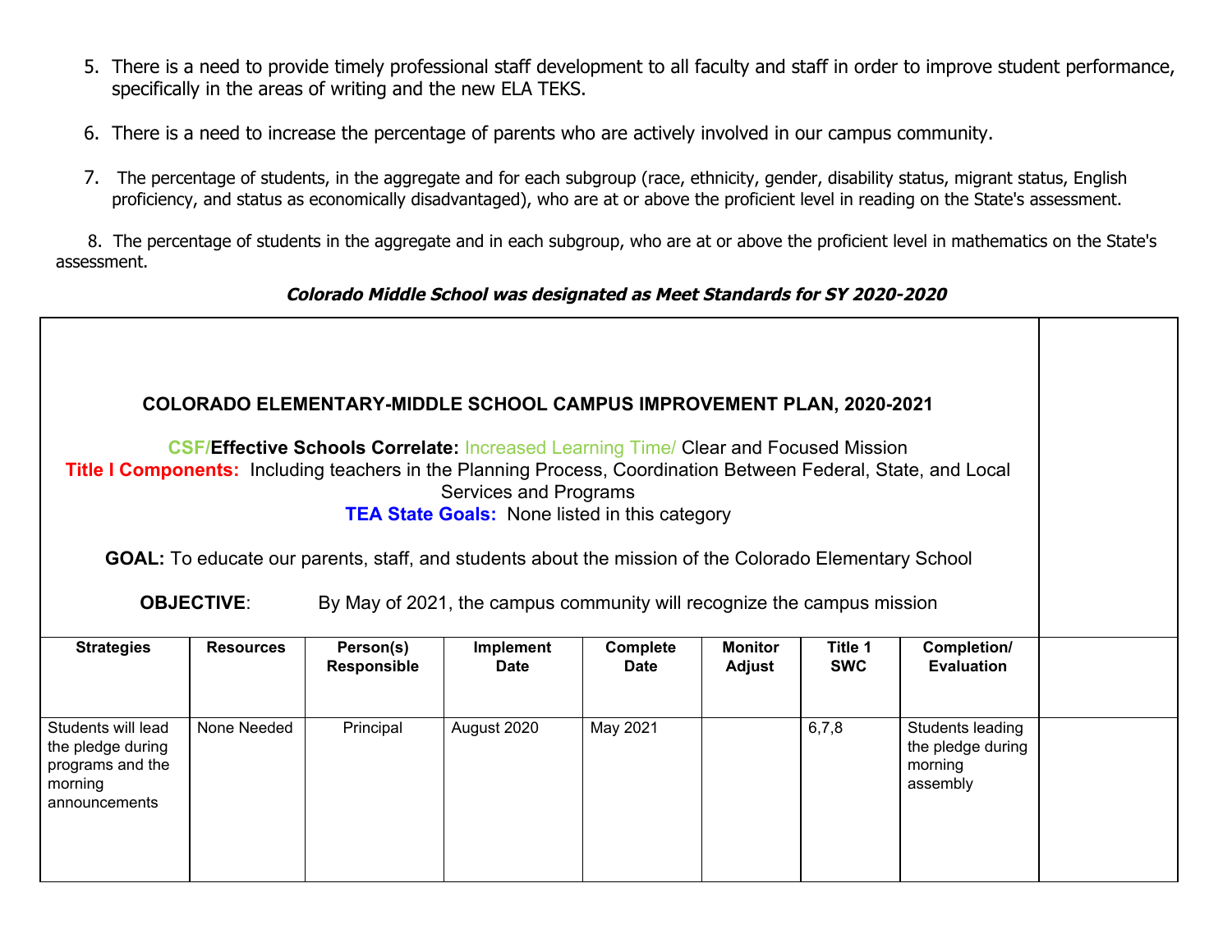5. There is a need to provide timely professional staff development to all faculty and staff in order to improve student performance, specifically in the areas of writing and the new ELA TEKS.

6. There is a need to increase the percentage of parents who are actively involved in our campus community.

7. The percentage of students, in the aggregate and for each subgroup (race, ethnicity, gender, disability status, migrant status, English proficiency, and status as economically disadvantaged), who are at or above the proficient level in reading on the State's assessment.

8. The percentage of students in the aggregate and in each subgroup, who are at or above the proficient level in mathematics on the State's assessment.

***Colorado Middle School was designated as Meet Standards for SY 2020-2020***

**COLORADO ELEMENTARY-MIDDLE SCHOOL CAMPUS IMPROVEMENT PLAN, 2020-2021**

**CSF/Effective Schools Correlate:** Increased Learning Time/ Clear and Focused Mission
**Title I Components:** Including teachers in the Planning Process, Coordination Between Federal, State, and Local Services and Programs
**TEA State Goals:** None listed in this category

**GOAL:** To educate our parents, staff, and students about the mission of the Colorado Elementary School

**OBJECTIVE**: By May of 2021, the campus community will recognize the campus mission

| Strategies | Resources | Person(s) Responsible | Implement Date | Complete Date | Monitor Adjust | Title 1 SWC | Completion/ Evaluation | |
|---|---|---|---|---|---|---|---|---|
| Students will lead the pledge during programs and the morning announcements | None Needed | Principal | August 2020 | May 2021 | | 6,7,8 | Students leading the pledge during morning assembly | |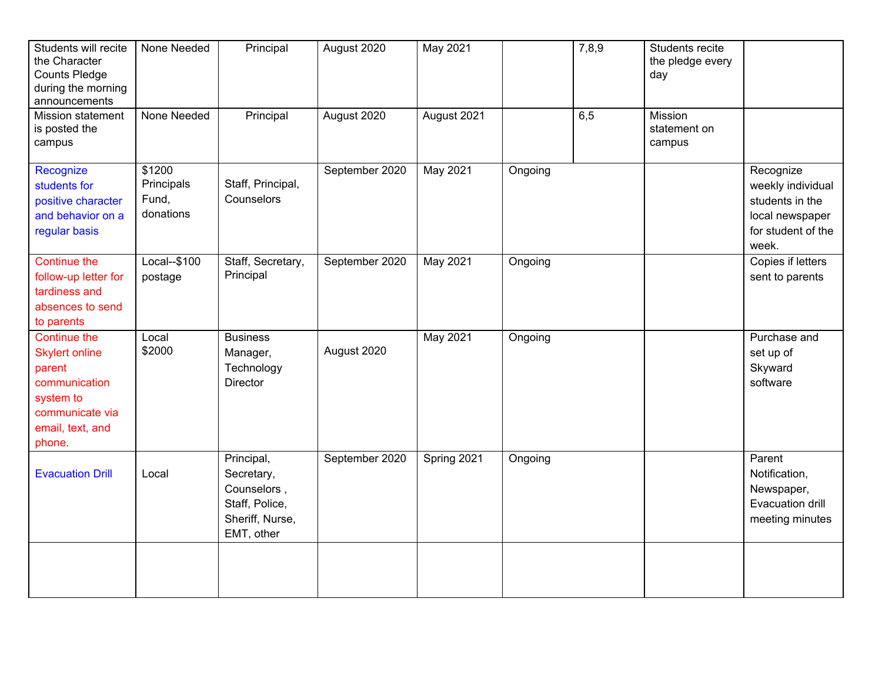| | | | | | | | | |
|---|---|---|---|---|---|---|---|---|
| Students will recite the Character Counts Pledge during the morning announcements | None Needed | Principal | August 2020 | May 2021 | | 7,8,9 | Students recite the pledge every day | |
| Mission statement is posted the campus | None Needed | Principal | August 2020 | August 2021 | | 6,5 | Mission statement on campus | |
| Recognize students for positive character and behavior on a regular basis | $1200 Principals Fund, donations | Staff, Principal, Counselors | September 2020 | May 2021 | Ongoing | | | Recognize weekly individual students in the local newspaper for student of the week. |
| Continue the follow-up letter for tardiness and absences to send to parents | Local--$100 postage | Staff, Secretary, Principal | September 2020 | May 2021 | Ongoing | | | Copies if letters sent to parents |
| Continue the Skylert online parent communication system to communicate via email, text, and phone. | Local $2000 | Business Manager, Technology Director | August 2020 | May 2021 | Ongoing | | | Purchase and set up of Skyward software |
| Evacuation Drill | Local | Principal, Secretary, Counselors , Staff, Police, Sheriff, Nurse, EMT, other | September 2020 | Spring 2021 | Ongoing | | | Parent Notification, Newspaper, Evacuation drill meeting minutes |
| | | | | | | | | |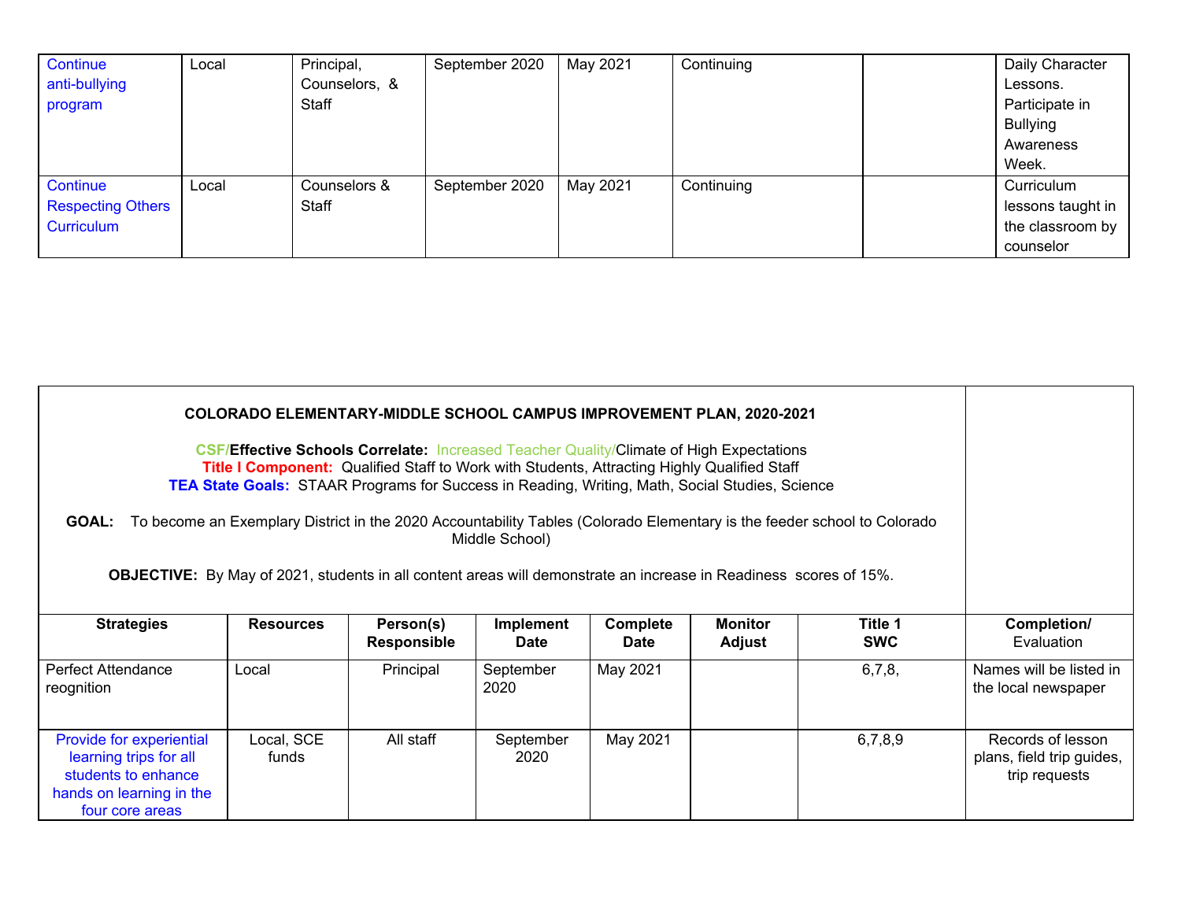| | | | | | | | |
|---|---|---|---|---|---|---|---|
| Continue anti-bullying program | Local | Principal, Counselors, & Staff | September 2020 | May 2021 | Continuing | | Daily Character Lessons. Participate in Bullying Awareness Week. |
| Continue Respecting Others Curriculum | Local | Counselors & Staff | September 2020 | May 2021 | Continuing | | Curriculum lessons taught in the classroom by counselor |

**COLORADO ELEMENTARY-MIDDLE SCHOOL CAMPUS IMPROVEMENT PLAN, 2020-2021**

**CSF/Effective Schools Correlate:** Increased Teacher Quality/Climate of High Expectations
**Title I Component:** Qualified Staff to Work with Students, Attracting Highly Qualified Staff
**TEA State Goals:** STAAR Programs for Success in Reading, Writing, Math, Social Studies, Science

**GOAL:** To become an Exemplary District in the 2020 Accountability Tables (Colorado Elementary is the feeder school to Colorado Middle School)

**OBJECTIVE:** By May of 2021, students in all content areas will demonstrate an increase in Readiness scores of 15%.

| Strategies | Resources | Person(s) Responsible | Implement Date | Complete Date | Monitor Adjust | Title 1 SWC | Completion/ Evaluation |
|---|---|---|---|---|---|---|---|
| Perfect Attendance reognition | Local | Principal | September 2020 | May 2021 | | 6,7,8, | Names will be listed in the local newspaper |
| Provide for experiential learning trips for all students to enhance hands on learning in the four core areas | Local, SCE funds | All staff | September 2020 | May 2021 | | 6,7,8,9 | Records of lesson plans, field trip guides, trip requests |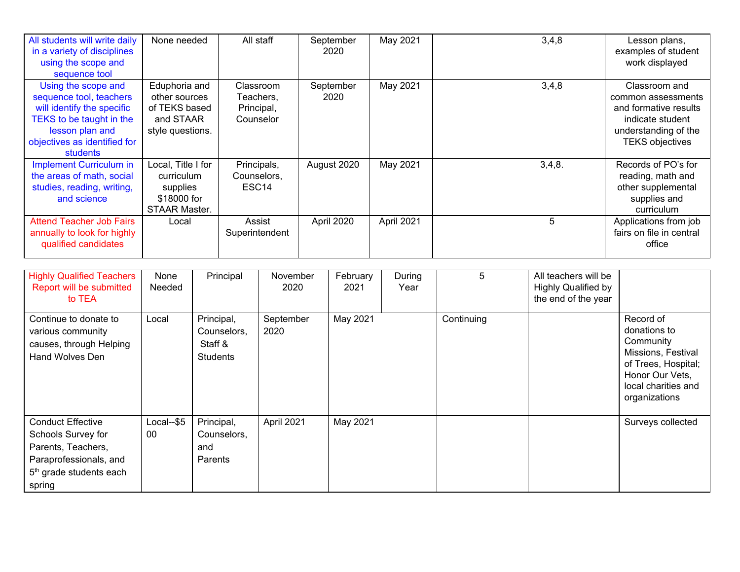| All students will write daily in a variety of disciplines using the scope and sequence tool | None needed | All staff | September 2020 | May 2021 | | 3,4,8 | Lesson plans, examples of student work displayed |
|---|---|---|---|---|---|---|---|
| Using the scope and sequence tool, teachers will identify the specific TEKS to be taught in the lesson plan and objectives as identified for students | Eduphoria and other sources of TEKS based and STAAR style questions. | Classroom Teachers, Principal, Counselor | September 2020 | May 2021 | | 3,4,8 | Classroom and common assessments and formative results indicate student understanding of the TEKS objectives |
| Implement Curriculum in the areas of math, social studies, reading, writing, and science | Local, Title I for curriculum supplies $18000 for STAAR Master. | Principals, Counselors, ESC14 | August 2020 | May 2021 | | 3,4,8. | Records of PO's for reading, math and other supplemental supplies and curriculum |
| Attend Teacher Job Fairs annually to look for highly qualified candidates | Local | Assist Superintendent | April 2020 | April 2021 | | 5 | Applications from job fairs on file in central office |

| Highly Qualified Teachers Report will be submitted to TEA | None Needed | Principal | November 2020 | February 2021 | During Year | 5 | All teachers will be Highly Qualified by the end of the year | |
|---|---|---|---|---|---|---|---|---|
| Continue to donate to various community causes, through Helping Hand Wolves Den | Local | Principal, Counselors, Staff & Students | September 2020 | May 2021 | | Continuing | | Record of donations to Community Missions, Festival of Trees, Hospital; Honor Our Vets, local charities and organizations |
| Conduct Effective Schools Survey for Parents, Teachers, Paraprofessionals, and 5th grade students each spring | Local--$500 | Principal, Counselors, and Parents | April 2021 | May 2021 | | | | Surveys collected |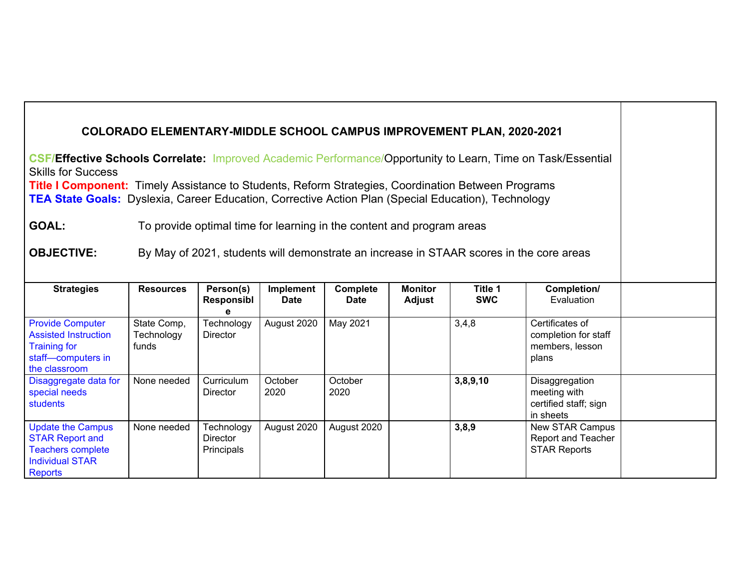**COLORADO ELEMENTARY-MIDDLE SCHOOL CAMPUS IMPROVEMENT PLAN, 2020-2021**

**CSF/Effective Schools Correlate:** Improved Academic Performance/Opportunity to Learn, Time on Task/Essential Skills for Success
**Title I Component:** Timely Assistance to Students, Reform Strategies, Coordination Between Programs
**TEA State Goals:** Dyslexia, Career Education, Corrective Action Plan (Special Education), Technology

**GOAL:** To provide optimal time for learning in the content and program areas

**OBJECTIVE:** By May of 2021, students will demonstrate an increase in STAAR scores in the core areas

| Strategies | Resources | Person(s) Responsible | Implement Date | Complete Date | Monitor Adjust | Title 1 SWC | Completion/ Evaluation | |
|---|---|---|---|---|---|---|---|---|
| Provide Computer Assisted Instruction Training for staff—computers in the classroom | State Comp, Technology funds | Technology Director | August 2020 | May 2021 | | 3,4,8 | Certificates of completion for staff members, lesson plans | |
| Disaggregate data for special needs students | None needed | Curriculum Director | October 2020 | October 2020 | | **3,8,9,10** | Disaggregation meeting with certified staff; sign in sheets | |
| Update the Campus STAR Report and Teachers complete Individual STAR Reports | None needed | Technology Director Principals | August 2020 | August 2020 | | **3,8,9** | New STAR Campus Report and Teacher STAR Reports | |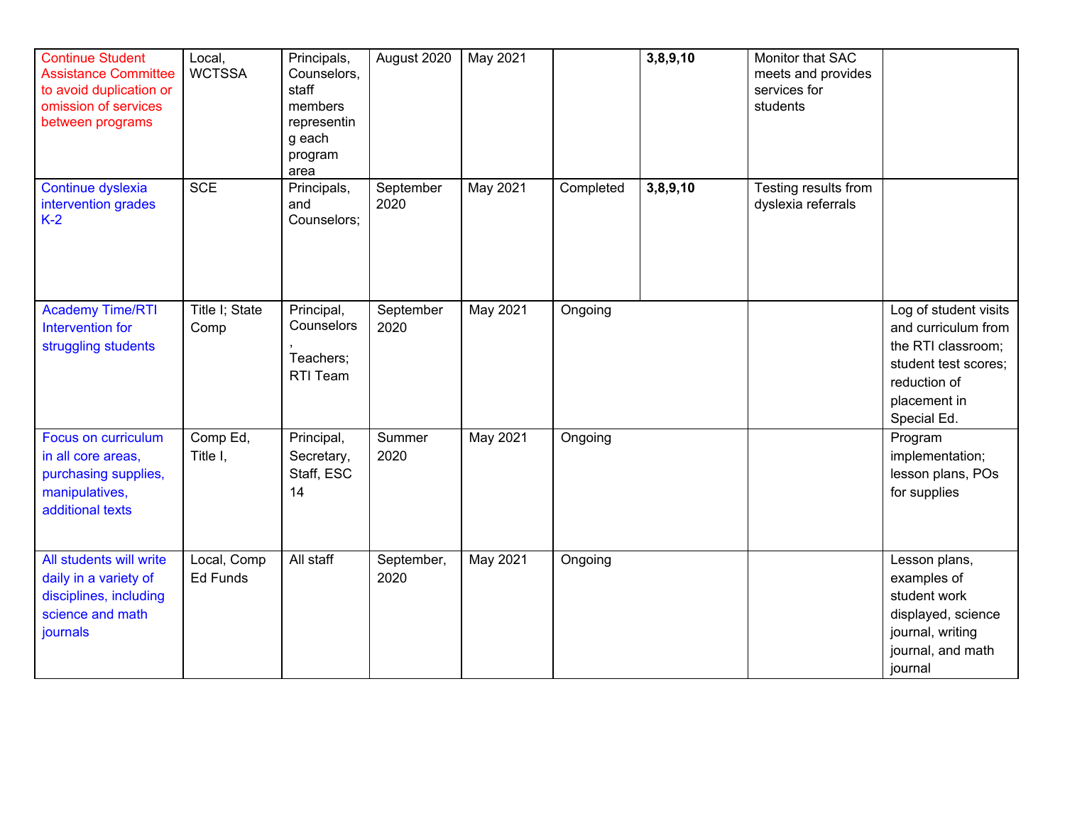| | | | | | | | | |
|---|---|---|---|---|---|---|---|---|
| Continue Student Assistance Committee to avoid duplication or omission of services between programs | Local, WCTSSA | Principals, Counselors, staff members representing each program area | August 2020 | May 2021 | | **3,8,9,10** | Monitor that SAC meets and provides services for students | |
| Continue dyslexia intervention grades K-2 | SCE | Principals, and Counselors; | September 2020 | May 2021 | Completed | **3,8,9,10** | Testing results from dyslexia referrals | |
| Academy Time/RTI Intervention for struggling students | Title I; State Comp | Principal, Counselors, Teachers; RTI Team | September 2020 | May 2021 | Ongoing | | | Log of student visits and curriculum from the RTI classroom; student test scores; reduction of placement in Special Ed. |
| Focus on curriculum in all core areas, purchasing supplies, manipulatives, additional texts | Comp Ed, Title I, | Principal, Secretary, Staff, ESC 14 | Summer 2020 | May 2021 | Ongoing | | | Program implementation; lesson plans, POs for supplies |
| All students will write daily in a variety of disciplines, including science and math journals | Local, Comp Ed Funds | All staff | September, 2020 | May 2021 | Ongoing | | | Lesson plans, examples of student work displayed, science journal, writing journal, and math journal |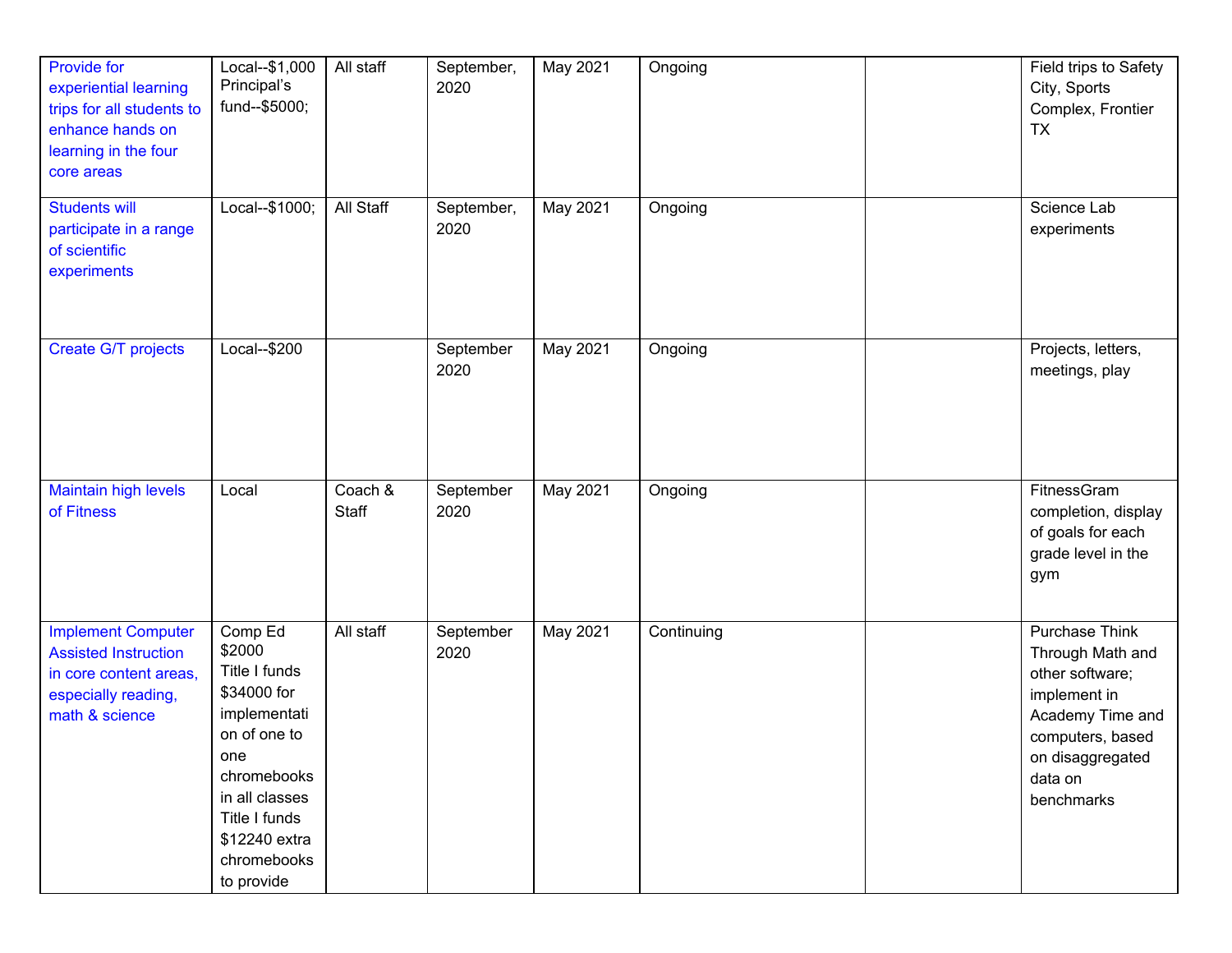| Provide for experiential learning trips for all students to enhance hands on learning in the four core areas | Local--$1,000 Principal's fund--$5000; | All staff | September, 2020 | May 2021 | Ongoing | | Field trips to Safety City, Sports Complex, Frontier TX |
|---|---|---|---|---|---|---|---|
| Students will participate in a range of scientific experiments | Local--$1000; | All Staff | September, 2020 | May 2021 | Ongoing | | Science Lab experiments |
| Create G/T projects | Local--$200 | | September 2020 | May 2021 | Ongoing | | Projects, letters, meetings, play |
| Maintain high levels of Fitness | Local | Coach & Staff | September 2020 | May 2021 | Ongoing | | FitnessGram completion, display of goals for each grade level in the gym |
| Implement Computer Assisted Instruction in core content areas, especially reading, math & science | Comp Ed $2000 Title I funds $34000 for implementation of one to one chromebooks in all classes Title I funds $12240 extra chromebooks to provide | All staff | September 2020 | May 2021 | Continuing | | Purchase Think Through Math and other software; implement in Academy Time and computers, based on disaggregated data on benchmarks |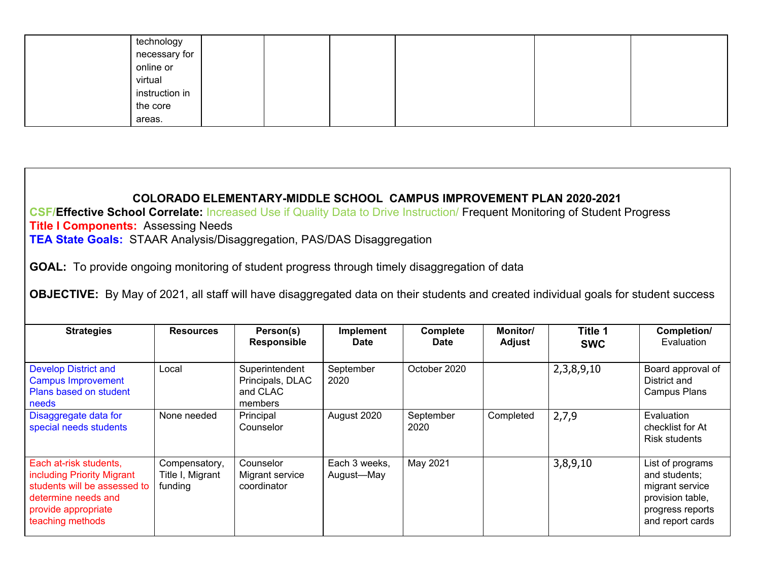| | technology necessary for online or virtual instruction in the core areas. | | | | | | |
|---|---|---|---|---|---|---|---|

**COLORADO ELEMENTARY-MIDDLE SCHOOL CAMPUS IMPROVEMENT PLAN 2020-2021**

**CSF/Effective School Correlate:** Increased Use if Quality Data to Drive Instruction/ Frequent Monitoring of Student Progress

**Title I Components:** Assessing Needs

**TEA State Goals:** STAAR Analysis/Disaggregation, PAS/DAS Disaggregation

**GOAL:** To provide ongoing monitoring of student progress through timely disaggregation of data

**OBJECTIVE:** By May of 2021, all staff will have disaggregated data on their students and created individual goals for student success

| Strategies | Resources | Person(s) Responsible | Implement Date | Complete Date | Monitor/ Adjust | Title 1 SWC | Completion/ Evaluation |
|---|---|---|---|---|---|---|---|
| Develop District and Campus Improvement Plans based on student needs | Local | Superintendent Principals, DLAC and CLAC members | September 2020 | October 2020 | | 2,3,8,9,10 | Board approval of District and Campus Plans |
| Disaggregate data for special needs students | None needed | Principal Counselor | August 2020 | September 2020 | Completed | 2,7,9 | Evaluation checklist for At Risk students |
| Each at-risk students, including Priority Migrant students will be assessed to determine needs and provide appropriate teaching methods | Compensatory, Title I, Migrant funding | Counselor Migrant service coordinator | Each 3 weeks, August—May | May 2021 | | 3,8,9,10 | List of programs and students; migrant service provision table, progress reports and report cards |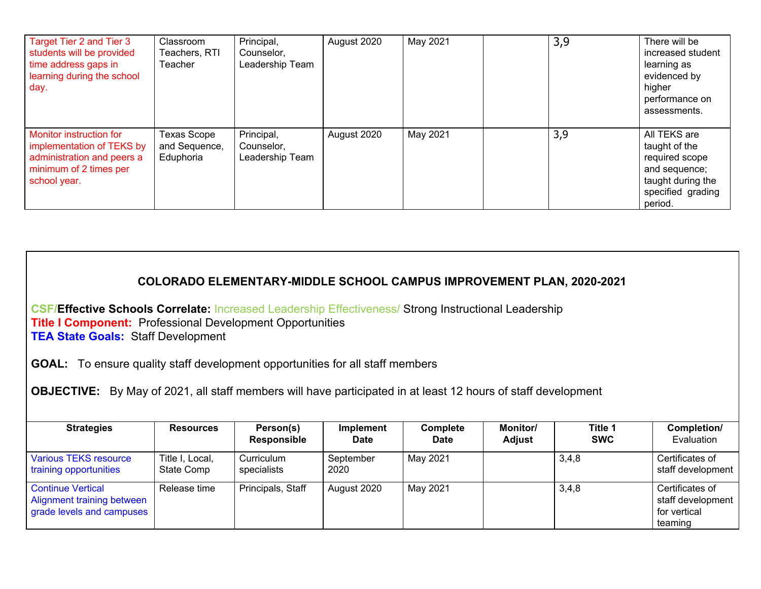| | | | | | | | |
|---|---|---|---|---|---|---|---|
| Target Tier 2 and Tier 3 students will be provided time address gaps in learning during the school day. | Classroom Teachers, RTI Teacher | Principal, Counselor, Leadership Team | August 2020 | May 2021 | | 3,9 | There will be increased student learning as evidenced by higher performance on assessments. |
| Monitor instruction for implementation of TEKS by administration and peers a minimum of 2 times per school year. | Texas Scope and Sequence, Eduphoria | Principal, Counselor, Leadership Team | August 2020 | May 2021 | | 3,9 | All TEKS are taught of the required scope and sequence; taught during the specified grading period. |

## COLORADO ELEMENTARY-MIDDLE SCHOOL CAMPUS IMPROVEMENT PLAN, 2020-2021

**CSF/Effective Schools Correlate:** Increased Leadership Effectiveness/ Strong Instructional Leadership
**Title I Component:** Professional Development Opportunities
**TEA State Goals:** Staff Development

**GOAL:** To ensure quality staff development opportunities for all staff members

**OBJECTIVE:** By May of 2021, all staff members will have participated in at least 12 hours of staff development

| Strategies | Resources | Person(s) Responsible | Implement Date | Complete Date | Monitor/ Adjust | Title 1 SWC | Completion/ Evaluation |
|---|---|---|---|---|---|---|---|
| Various TEKS resource training opportunities | Title I, Local, State Comp | Curriculum specialists | September 2020 | May 2021 | | 3,4,8 | Certificates of staff development |
| Continue Vertical Alignment training between grade levels and campuses | Release time | Principals, Staff | August 2020 | May 2021 | | 3,4,8 | Certificates of staff development for vertical teaming |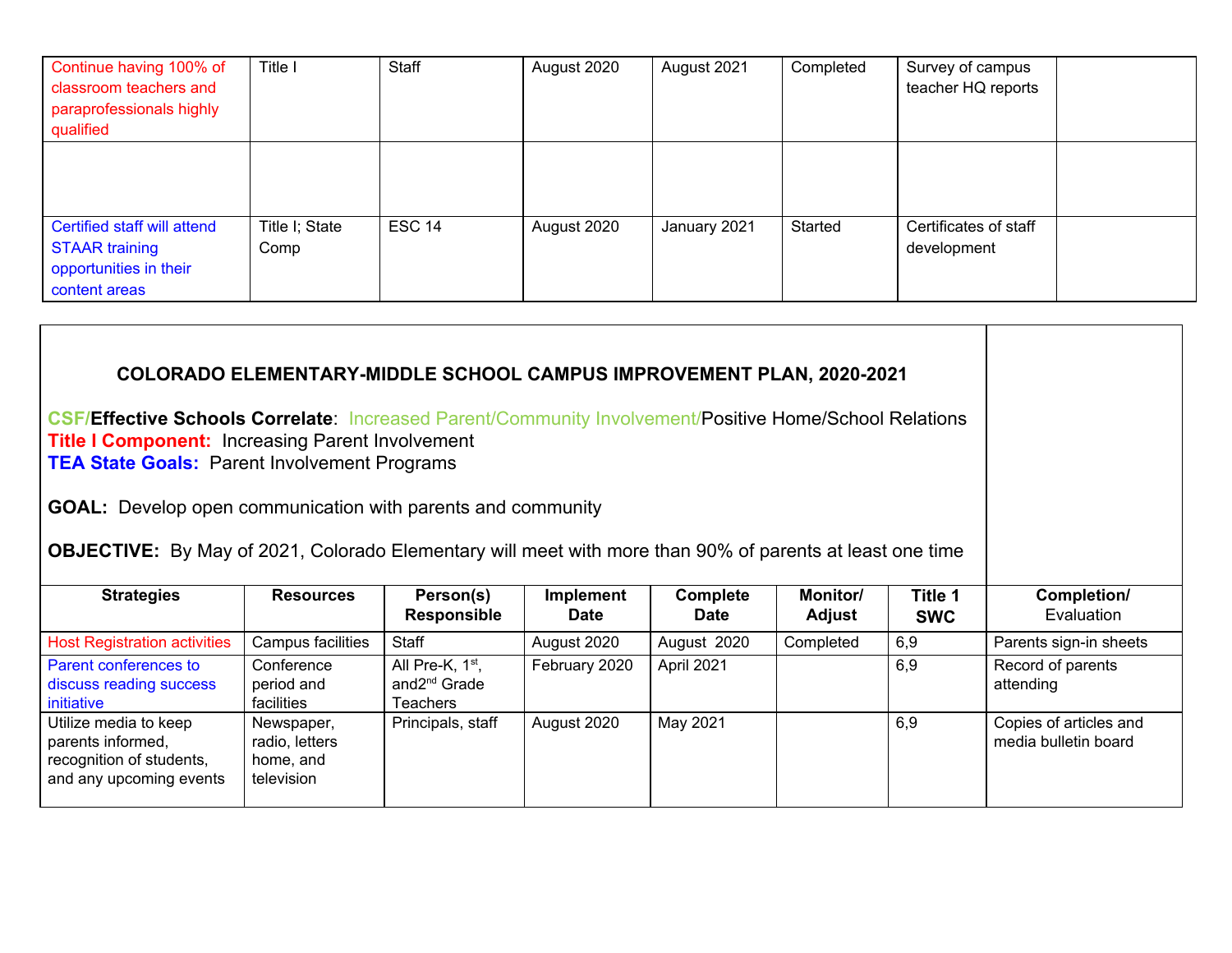| | | | | | | | |
|---|---|---|---|---|---|---|---|
| Continue having 100% of classroom teachers and paraprofessionals highly qualified | Title I | Staff | August 2020 | August 2021 | Completed | Survey of campus teacher HQ reports | |
| | | | | | | | |
| Certified staff will attend STAAR training opportunities in their content areas | Title I; State Comp | ESC 14 | August 2020 | January 2021 | Started | Certificates of staff development | |

**COLORADO ELEMENTARY-MIDDLE SCHOOL CAMPUS IMPROVEMENT PLAN, 2020-2021**

**CSF/Effective Schools Correlate**: Increased Parent/Community Involvement/Positive Home/School Relations
**Title I Component:** Increasing Parent Involvement
**TEA State Goals:** Parent Involvement Programs

**GOAL:** Develop open communication with parents and community

**OBJECTIVE:** By May of 2021, Colorado Elementary will meet with more than 90% of parents at least one time

| Strategies | Resources | Person(s) Responsible | Implement Date | Complete Date | Monitor/ Adjust | Title 1 SWC | Completion/ Evaluation |
|---|---|---|---|---|---|---|---|
| Host Registration activities | Campus facilities | Staff | August 2020 | August 2020 | Completed | 6,9 | Parents sign-in sheets |
| Parent conferences to discuss reading success initiative | Conference period and facilities | All Pre-K, 1st, and2nd Grade Teachers | February 2020 | April 2021 | | 6,9 | Record of parents attending |
| Utilize media to keep parents informed, recognition of students, and any upcoming events | Newspaper, radio, letters home, and television | Principals, staff | August 2020 | May 2021 | | 6,9 | Copies of articles and media bulletin board |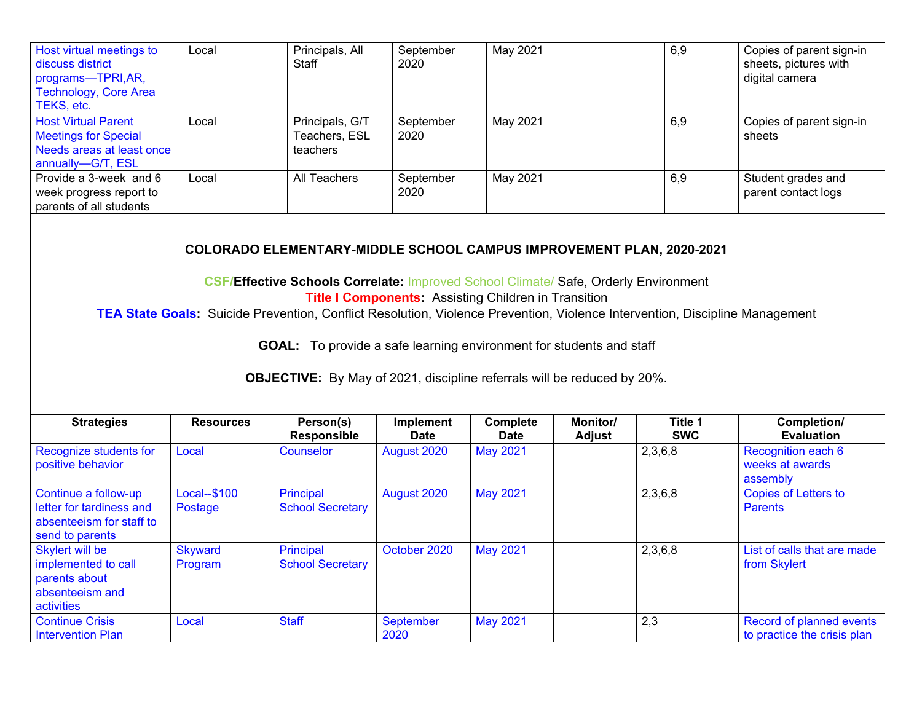| Host virtual meetings to discuss district programs—TPRI,AR, Technology, Core Area TEKS, etc. | Local | Principals, All Staff | September 2020 | May 2021 | | 6,9 | Copies of parent sign-in sheets, pictures with digital camera |
|---|---|---|---|---|---|---|---|
| Host Virtual Parent Meetings for Special Needs areas at least once annually—G/T, ESL | Local | Principals, G/T Teachers, ESL teachers | September 2020 | May 2021 | | 6,9 | Copies of parent sign-in sheets |
| Provide a 3-week and 6 week progress report to parents of all students | Local | All Teachers | September 2020 | May 2021 | | 6,9 | Student grades and parent contact logs |

**COLORADO ELEMENTARY-MIDDLE SCHOOL CAMPUS IMPROVEMENT PLAN, 2020-2021**

**CSF/Effective Schools Correlate:** Improved School Climate/ Safe, Orderly Environment

**Title I Components:** Assisting Children in Transition

**TEA State Goals:** Suicide Prevention, Conflict Resolution, Violence Prevention, Violence Intervention, Discipline Management

**GOAL:** To provide a safe learning environment for students and staff

**OBJECTIVE:** By May of 2021, discipline referrals will be reduced by 20%.

| Strategies | Resources | Person(s) Responsible | Implement Date | Complete Date | Monitor/ Adjust | Title 1 SWC | Completion/ Evaluation |
|---|---|---|---|---|---|---|---|
| Recognize students for positive behavior | Local | Counselor | August 2020 | May 2021 | | 2,3,6,8 | Recognition each 6 weeks at awards assembly |
| Continue a follow-up letter for tardiness and absenteeism for staff to send to parents | Local--$100 Postage | Principal School Secretary | August 2020 | May 2021 | | 2,3,6,8 | Copies of Letters to Parents |
| Skylert will be implemented to call parents about absenteeism and activities | Skyward Program | Principal School Secretary | October 2020 | May 2021 | | 2,3,6,8 | List of calls that are made from Skylert |
| Continue Crisis Intervention Plan | Local | Staff | September 2020 | May 2021 | | 2,3 | Record of planned events to practice the crisis plan |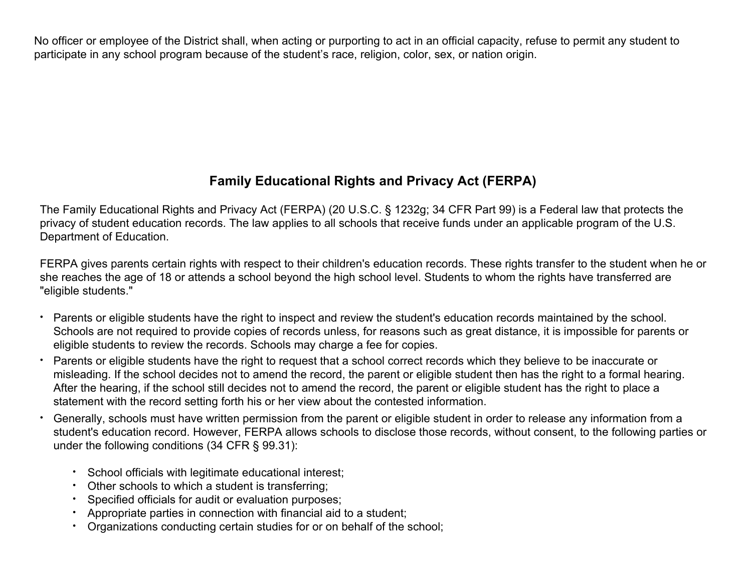No officer or employee of the District shall, when acting or purporting to act in an official capacity, refuse to permit any student to participate in any school program because of the student's race, religion, color, sex, or nation origin.

## Family Educational Rights and Privacy Act (FERPA)

The Family Educational Rights and Privacy Act (FERPA) (20 U.S.C. § 1232g; 34 CFR Part 99) is a Federal law that protects the privacy of student education records. The law applies to all schools that receive funds under an applicable program of the U.S. Department of Education.

FERPA gives parents certain rights with respect to their children's education records. These rights transfer to the student when he or she reaches the age of 18 or attends a school beyond the high school level. Students to whom the rights have transferred are "eligible students."

- Parents or eligible students have the right to inspect and review the student's education records maintained by the school. Schools are not required to provide copies of records unless, for reasons such as great distance, it is impossible for parents or eligible students to review the records. Schools may charge a fee for copies.
- Parents or eligible students have the right to request that a school correct records which they believe to be inaccurate or misleading. If the school decides not to amend the record, the parent or eligible student then has the right to a formal hearing. After the hearing, if the school still decides not to amend the record, the parent or eligible student has the right to place a statement with the record setting forth his or her view about the contested information.
- Generally, schools must have written permission from the parent or eligible student in order to release any information from a student's education record. However, FERPA allows schools to disclose those records, without consent, to the following parties or under the following conditions (34 CFR § 99.31):
    - School officials with legitimate educational interest;
    - Other schools to which a student is transferring;
    - Specified officials for audit or evaluation purposes;
    - Appropriate parties in connection with financial aid to a student;
    - Organizations conducting certain studies for or on behalf of the school;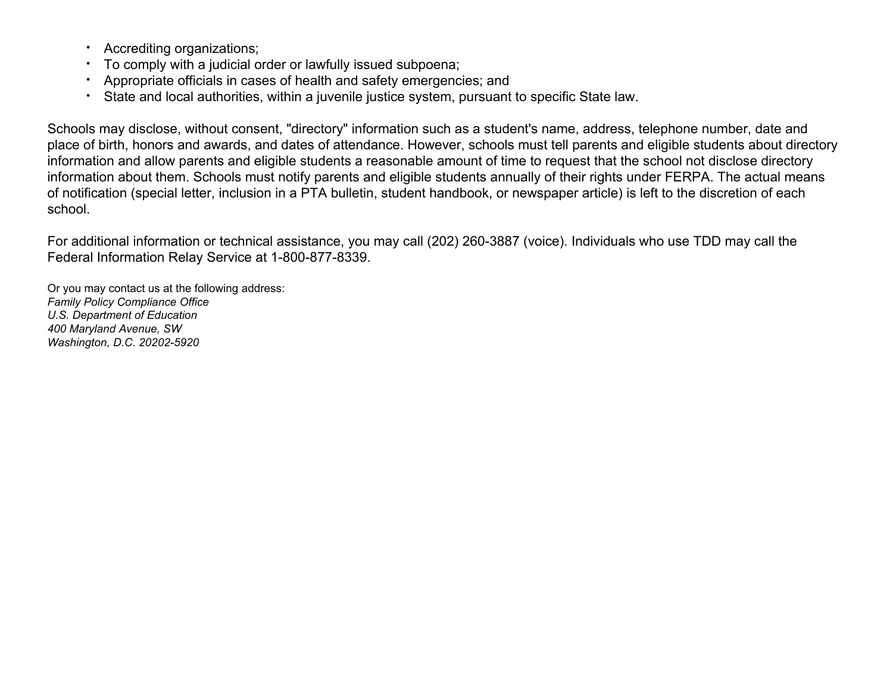- Accrediting organizations;
- To comply with a judicial order or lawfully issued subpoena;
- Appropriate officials in cases of health and safety emergencies; and
- State and local authorities, within a juvenile justice system, pursuant to specific State law.

Schools may disclose, without consent, "directory" information such as a student's name, address, telephone number, date and place of birth, honors and awards, and dates of attendance. However, schools must tell parents and eligible students about directory information and allow parents and eligible students a reasonable amount of time to request that the school not disclose directory information about them. Schools must notify parents and eligible students annually of their rights under FERPA. The actual means of notification (special letter, inclusion in a PTA bulletin, student handbook, or newspaper article) is left to the discretion of each school.

For additional information or technical assistance, you may call (202) 260-3887 (voice). Individuals who use TDD may call the Federal Information Relay Service at 1-800-877-8339.

Or you may contact us at the following address:
*Family Policy Compliance Office*
*U.S. Department of Education*
*400 Maryland Avenue, SW*
*Washington, D.C. 20202-5920*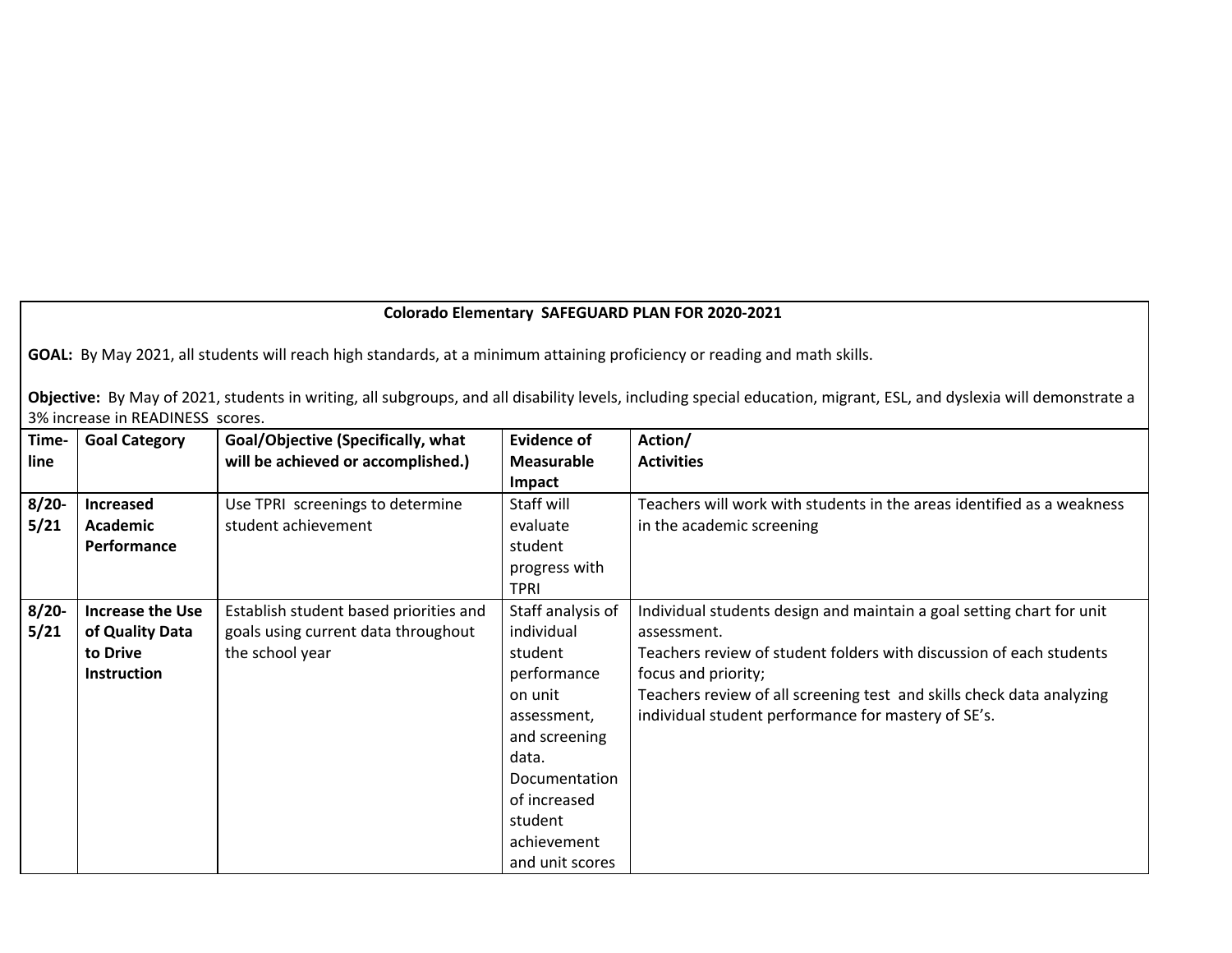**Colorado Elementary SAFEGUARD PLAN FOR 2020-2021**

**GOAL:** By May 2021, all students will reach high standards, at a minimum attaining proficiency or reading and math skills.

**Objective:** By May of 2021, students in writing, all subgroups, and all disability levels, including special education, migrant, ESL, and dyslexia will demonstrate a 3% increase in READINESS scores.

| Time-line | Goal Category | Goal/Objective (Specifically, what will be achieved or accomplished.) | Evidence of Measurable Impact | Action/ Activities |
|---|---|---|---|---|
| 8/20-5/21 | **Increased Academic Performance** | Use TPRI screenings to determine student achievement | Staff will evaluate student progress with TPRI | Teachers will work with students in the areas identified as a weakness in the academic screening |
| 8/20-5/21 | **Increase the Use of Quality Data to Drive Instruction** | Establish student based priorities and goals using current data throughout the school year | Staff analysis of individual student performance on unit assessment, and screening data. Documentation of increased student achievement and unit scores | Individual students design and maintain a goal setting chart for unit assessment.<br>Teachers review of student folders with discussion of each students focus and priority;<br>Teachers review of all screening test and skills check data analyzing individual student performance for mastery of SE's. |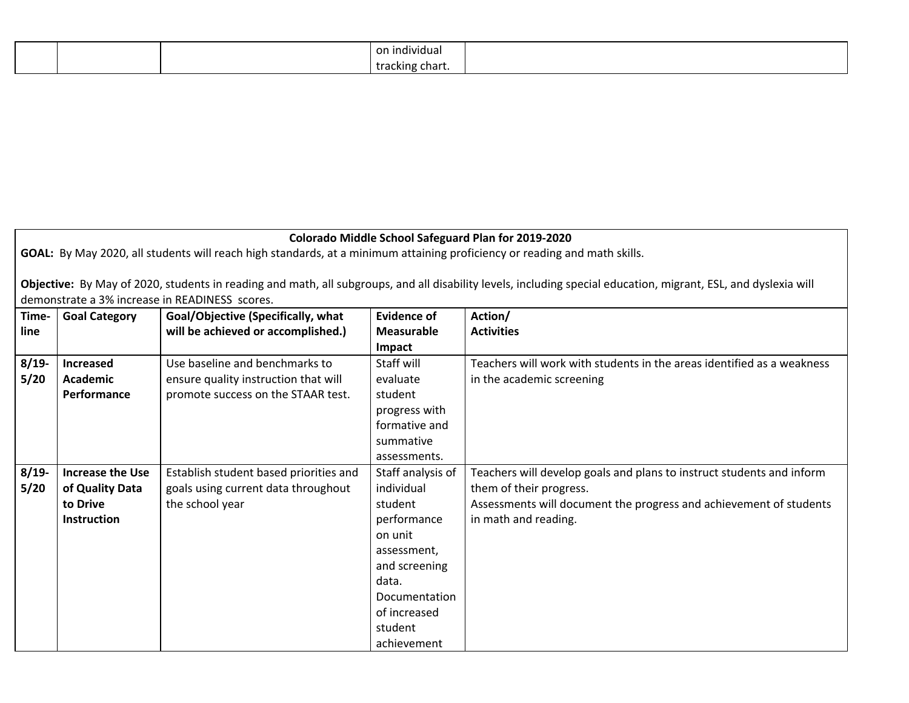| | | | on individual tracking chart. | |
|---|---|---|---|---|

**Colorado Middle School Safeguard Plan for 2019-2020**

**GOAL:** By May 2020, all students will reach high standards, at a minimum attaining proficiency or reading and math skills.

**Objective:** By May of 2020, students in reading and math, all subgroups, and all disability levels, including special education, migrant, ESL, and dyslexia will demonstrate a 3% increase in READINESS scores.

| Time-line | Goal Category | Goal/Objective (Specifically, what will be achieved or accomplished.) | Evidence of Measurable Impact | Action/ Activities |
|---|---|---|---|---|
| 8/19-5/20 | **Increased Academic Performance** | Use baseline and benchmarks to ensure quality instruction that will promote success on the STAAR test. | Staff will evaluate student progress with formative and summative assessments. | Teachers will work with students in the areas identified as a weakness in the academic screening |
| 8/19-5/20 | **Increase the Use of Quality Data to Drive Instruction** | Establish student based priorities and goals using current data throughout the school year | Staff analysis of individual student performance on unit assessment, and screening data. Documentation of increased student achievement | Teachers will develop goals and plans to instruct students and inform them of their progress.<br>Assessments will document the progress and achievement of students in math and reading. |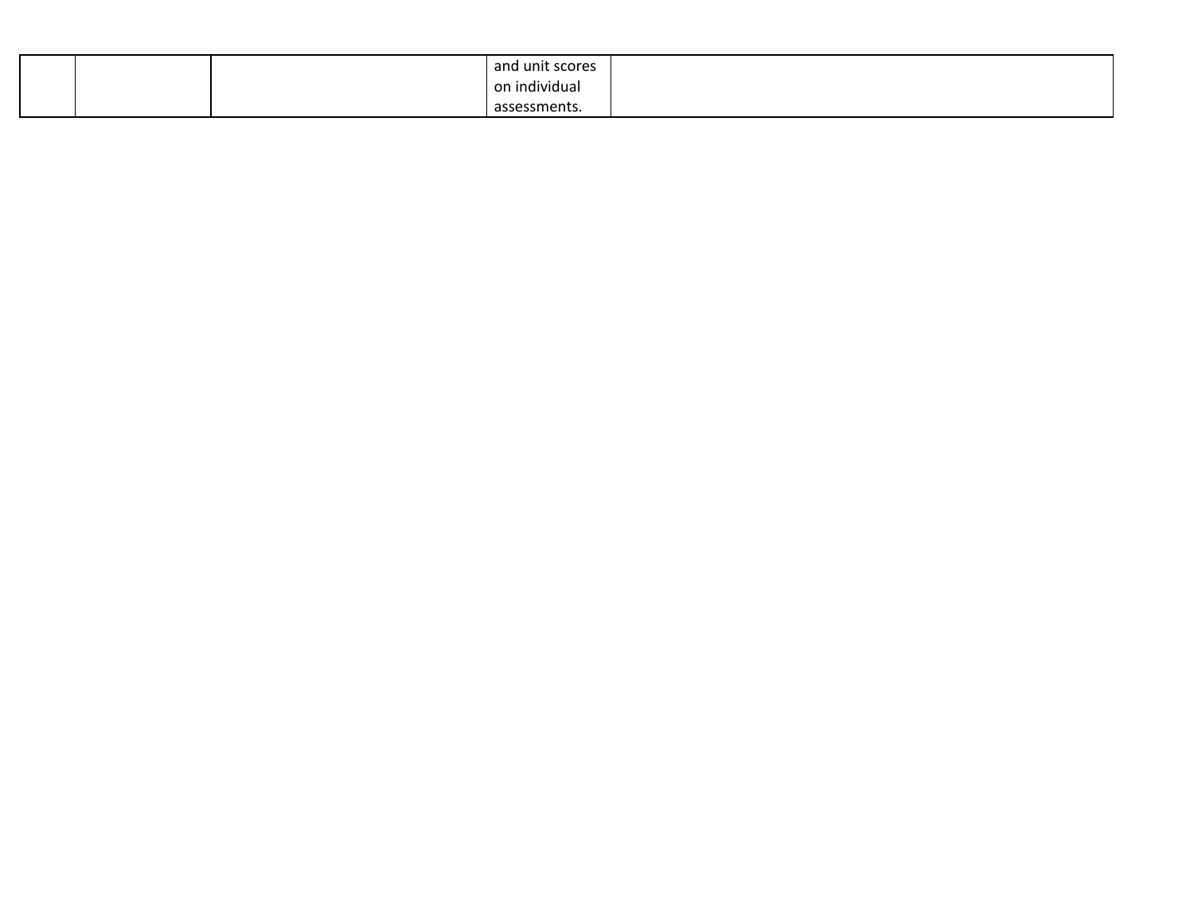| | | | | |
|---|---|---|---|---|
| | | | and unit scores on individual assessments. | |